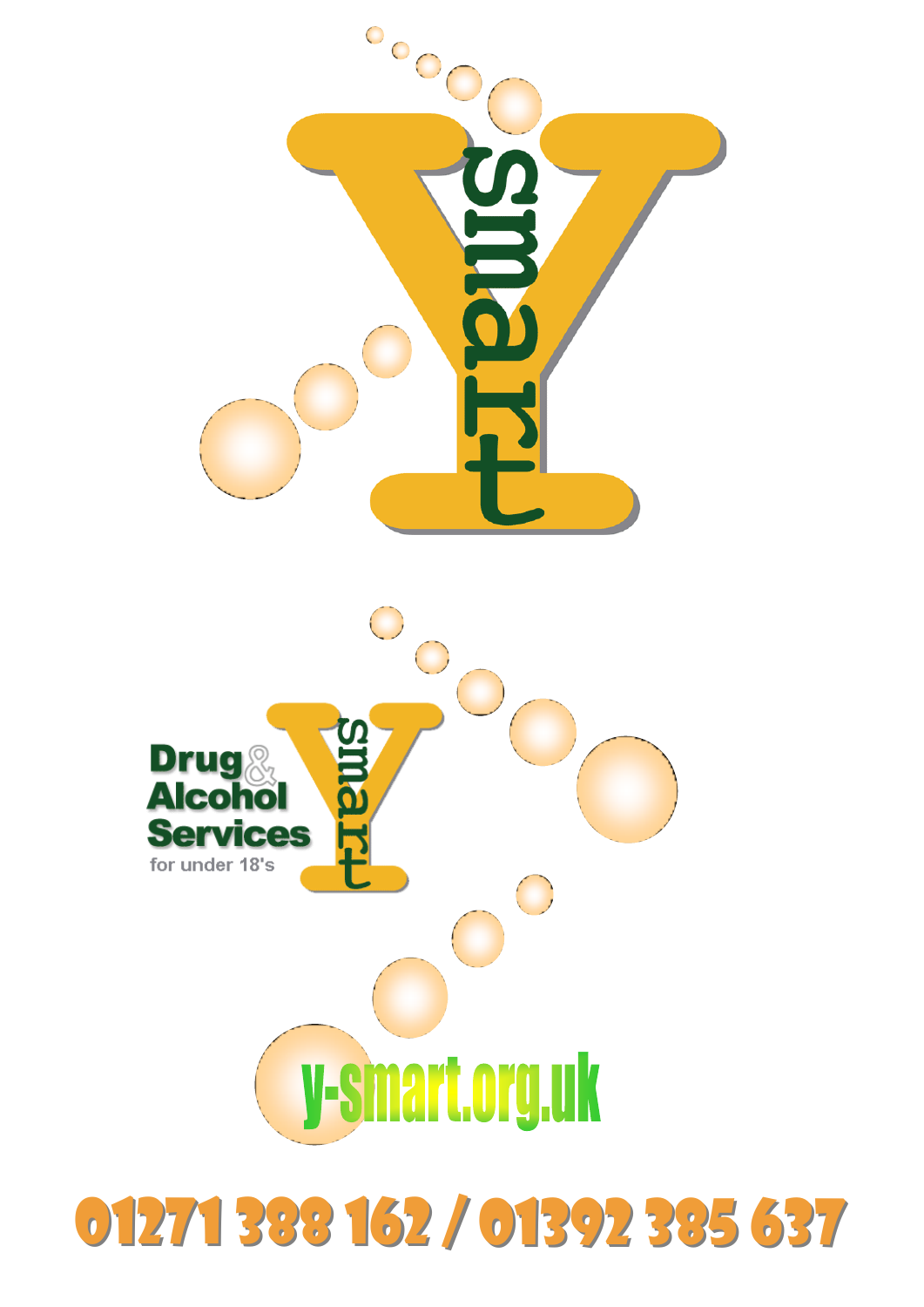Y smart

Drug & Alcohol Services

for under 18's

Y smart

y-smart.org.uk

01271 388 162 / 01392 385 637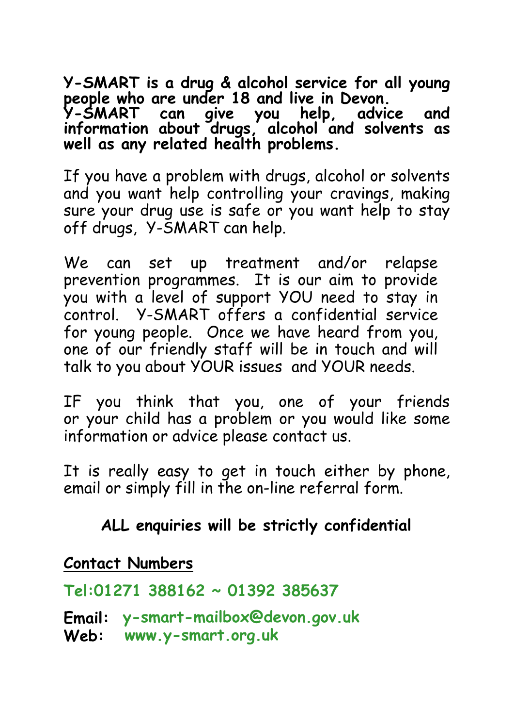**Y-SMART is a drug & alcohol service for all young people who are under 18 and live in Devon. Y-SMART can give you help, advice and information about drugs, alcohol and solvents as well as any related health problems.**

If you have a problem with drugs, alcohol or solvents and you want help controlling your cravings, making sure your drug use is safe or you want help to stay off drugs, Y-SMART can help.

We can set up treatment and/or relapse prevention programmes. It is our aim to provide you with a level of support YOU need to stay in control. Y-SMART offers a confidential service for young people. Once we have heard from you, one of our friendly staff will be in touch and will talk to you about YOUR issues and YOUR needs.

IF you think that you, one of your friends or your child has a problem or you would like some information or advice please contact us.

It is really easy to get in touch either by phone, email or simply fill in the on-line referral form.

**ALL enquiries will be strictly confidential**

**Contact Numbers**

**Tel:01271 388162 ~ 01392 385637**

**Email: y-smart-mailbox@devon.gov.uk**
**Web: www.y-smart.org.uk**